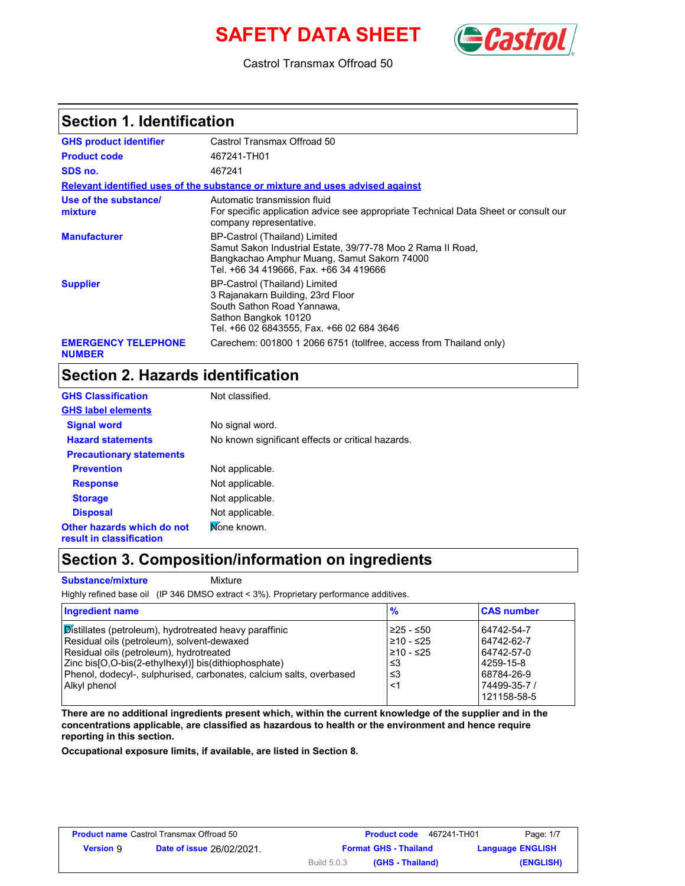# SAFETY DATA SHEET

Castrol Transmax Offroad 50

## Section 1. Identification

| | |
|---|---|
| **GHS product identifier** | Castrol Transmax Offroad 50 |
| **Product code** | 467241-TH01 |
| **SDS no.** | 467241 |

**Relevant identified uses of the substance or mixture and uses advised against**

| | |
|---|---|
| **Use of the substance/ mixture** | Automatic transmission fluid<br>For specific application advice see appropriate Technical Data Sheet or consult our company representative. |
| **Manufacturer** | BP-Castrol (Thailand) Limited<br>Samut Sakon Industrial Estate, 39/77-78 Moo 2 Rama II Road,<br>Bangkachao Amphur Muang, Samut Sakorn 74000<br>Tel. +66 34 419666, Fax. +66 34 419666 |
| **Supplier** | BP-Castrol (Thailand) Limited<br>3 Rajanakarn Building, 23rd Floor<br>South Sathon Road Yannawa,<br>Sathon Bangkok 10120<br>Tel. +66 02 6843555, Fax. +66 02 684 3646 |
| **EMERGENCY TELEPHONE NUMBER** | Carechem: 001800 1 2066 6751 (tollfree, access from Thailand only) |

## Section 2. Hazards identification

| | |
|---|---|
| **GHS Classification** | Not classified. |

**GHS label elements**

| | |
|---|---|
| **Signal word** | No signal word. |
| **Hazard statements** | No known significant effects or critical hazards. |

**Precautionary statements**

| | |
|---|---|
| **Prevention** | Not applicable. |
| **Response** | Not applicable. |
| **Storage** | Not applicable. |
| **Disposal** | Not applicable. |
| **Other hazards which do not result in classification** | None known. |

## Section 3. Composition/information on ingredients

| | |
|---|---|
| **Substance/mixture** | Mixture |

Highly refined base oil (IP 346 DMSO extract < 3%). Proprietary performance additives.

| Ingredient name | % | CAS number |
|---|---|---|
| Distillates (petroleum), hydrotreated heavy paraffinic | ≥25 - ≤50 | 64742-54-7 |
| Residual oils (petroleum), solvent-dewaxed | ≥10 - ≤25 | 64742-62-7 |
| Residual oils (petroleum), hydrotreated | ≥10 - ≤25 | 64742-57-0 |
| Zinc bis[O,O-bis(2-ethylhexyl)] bis(dithiophosphate) | ≤3 | 4259-15-8 |
| Phenol, dodecyl-, sulphurised, carbonates, calcium salts, overbased | ≤3 | 68784-26-9 |
| Alkyl phenol | <1 | 74499-35-7 / 121158-58-5 |

**There are no additional ingredients present which, within the current knowledge of the supplier and in the concentrations applicable, are classified as hazardous to health or the environment and hence require reporting in this section.**

**Occupational exposure limits, if available, are listed in Section 8.**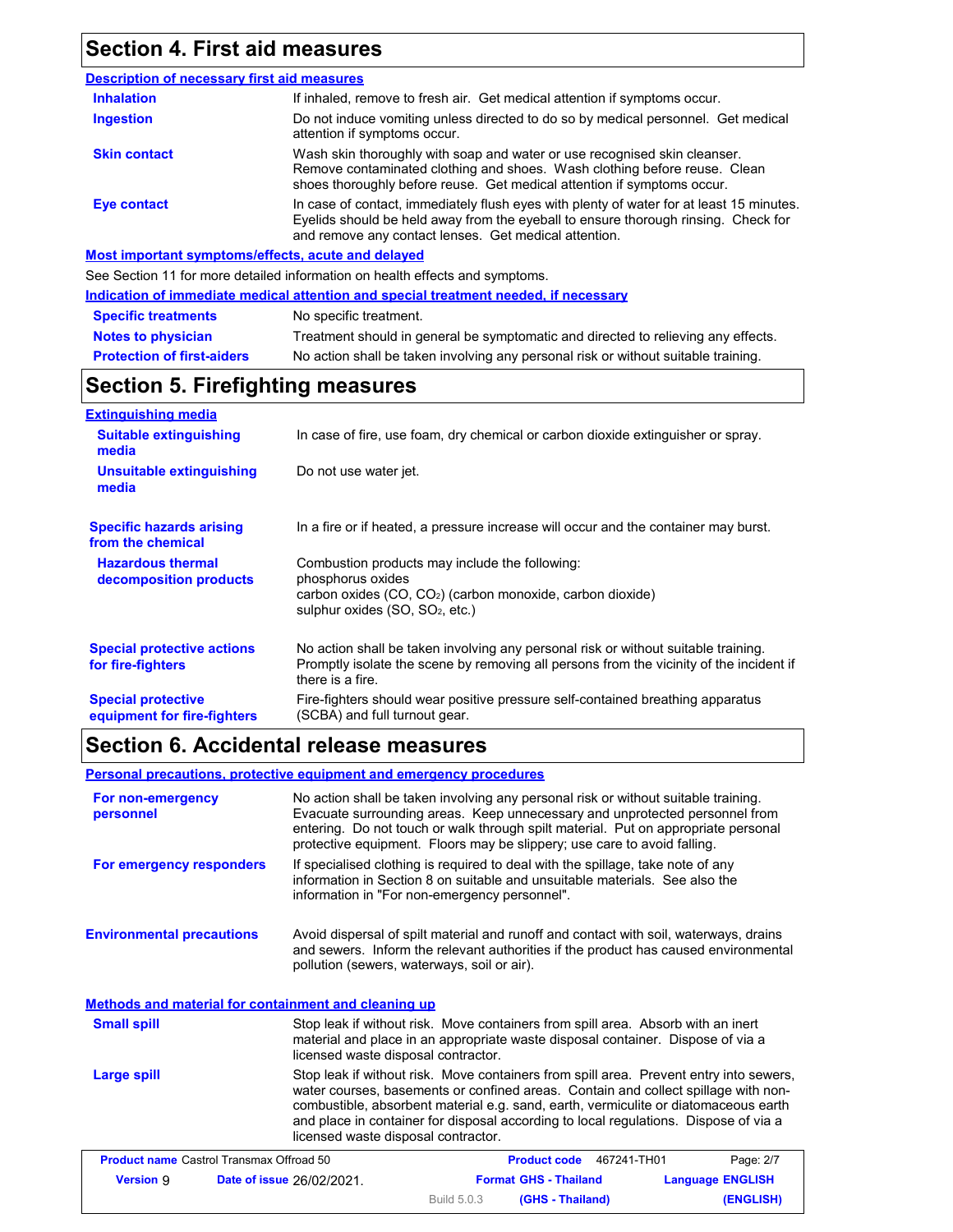## Section 4. First aid measures

### Description of necessary first aid measures

| | |
|---|---|
| **Inhalation** | If inhaled, remove to fresh air. Get medical attention if symptoms occur. |
| **Ingestion** | Do not induce vomiting unless directed to do so by medical personnel. Get medical attention if symptoms occur. |
| **Skin contact** | Wash skin thoroughly with soap and water or use recognised skin cleanser. Remove contaminated clothing and shoes. Wash clothing before reuse. Clean shoes thoroughly before reuse. Get medical attention if symptoms occur. |
| **Eye contact** | In case of contact, immediately flush eyes with plenty of water for at least 15 minutes. Eyelids should be held away from the eyeball to ensure thorough rinsing. Check for and remove any contact lenses. Get medical attention. |

### Most important symptoms/effects, acute and delayed

See Section 11 for more detailed information on health effects and symptoms.

### Indication of immediate medical attention and special treatment needed, if necessary

| | |
|---|---|
| **Specific treatments** | No specific treatment. |
| **Notes to physician** | Treatment should in general be symptomatic and directed to relieving any effects. |
| **Protection of first-aiders** | No action shall be taken involving any personal risk or without suitable training. |

## Section 5. Firefighting measures

### Extinguishing media

| | |
|---|---|
| **Suitable extinguishing media** | In case of fire, use foam, dry chemical or carbon dioxide extinguisher or spray. |
| **Unsuitable extinguishing media** | Do not use water jet. |
| **Specific hazards arising from the chemical** | In a fire or if heated, a pressure increase will occur and the container may burst. |
| **Hazardous thermal decomposition products** | Combustion products may include the following:<br>phosphorus oxides<br>carbon oxides ($CO$, $CO_2$) (carbon monoxide, carbon dioxide)<br>sulphur oxides ($SO$, $SO_2$, etc.) |
| **Special protective actions for fire-fighters** | No action shall be taken involving any personal risk or without suitable training. Promptly isolate the scene by removing all persons from the vicinity of the incident if there is a fire. |
| **Special protective equipment for fire-fighters** | Fire-fighters should wear positive pressure self-contained breathing apparatus (SCBA) and full turnout gear. |

## Section 6. Accidental release measures

### Personal precautions, protective equipment and emergency procedures

| | |
|---|---|
| **For non-emergency personnel** | No action shall be taken involving any personal risk or without suitable training. Evacuate surrounding areas. Keep unnecessary and unprotected personnel from entering. Do not touch or walk through spilt material. Put on appropriate personal protective equipment. Floors may be slippery; use care to avoid falling. |
| **For emergency responders** | If specialised clothing is required to deal with the spillage, take note of any information in Section 8 on suitable and unsuitable materials. See also the information in "For non-emergency personnel". |
| **Environmental precautions** | Avoid dispersal of spilt material and runoff and contact with soil, waterways, drains and sewers. Inform the relevant authorities if the product has caused environmental pollution (sewers, waterways, soil or air). |

### Methods and material for containment and cleaning up

| | |
|---|---|
| **Small spill** | Stop leak if without risk. Move containers from spill area. Absorb with an inert material and place in an appropriate waste disposal container. Dispose of via a licensed waste disposal contractor. |
| **Large spill** | Stop leak if without risk. Move containers from spill area. Prevent entry into sewers, water courses, basements or confined areas. Contain and collect spillage with non-combustible, absorbent material e.g. sand, earth, vermiculite or diatomaceous earth and place in container for disposal according to local regulations. Dispose of via a licensed waste disposal contractor. |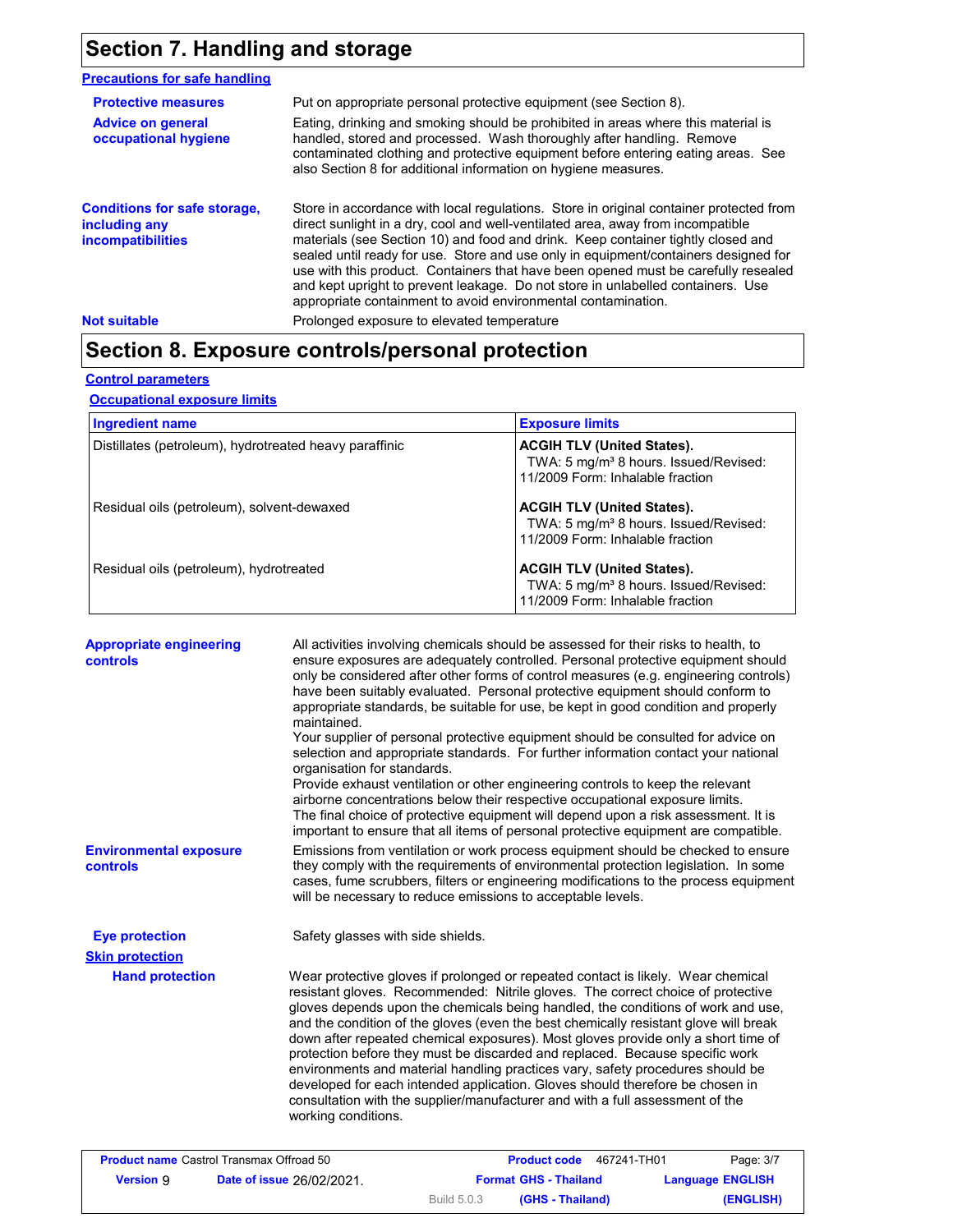## Section 7. Handling and storage

**Precautions for safe handling**

**Protective measures**

Put on appropriate personal protective equipment (see Section 8).

**Advice on general occupational hygiene**

Eating, drinking and smoking should be prohibited in areas where this material is handled, stored and processed. Wash thoroughly after handling. Remove contaminated clothing and protective equipment before entering eating areas. See also Section 8 for additional information on hygiene measures.

**Conditions for safe storage, including any incompatibilities**

Store in accordance with local regulations. Store in original container protected from direct sunlight in a dry, cool and well-ventilated area, away from incompatible materials (see Section 10) and food and drink. Keep container tightly closed and sealed until ready for use. Store and use only in equipment/containers designed for use with this product. Containers that have been opened must be carefully resealed and kept upright to prevent leakage. Do not store in unlabelled containers. Use appropriate containment to avoid environmental contamination.

**Not suitable**

Prolonged exposure to elevated temperature

## Section 8. Exposure controls/personal protection

**Control parameters**

**Occupational exposure limits**

| Ingredient name | Exposure limits |
|---|---|
| Distillates (petroleum), hydrotreated heavy paraffinic | **ACGIH TLV (United States).** TWA: 5 mg/m³ 8 hours. Issued/Revised: 11/2009 Form: Inhalable fraction |
| Residual oils (petroleum), solvent-dewaxed | **ACGIH TLV (United States).** TWA: 5 mg/m³ 8 hours. Issued/Revised: 11/2009 Form: Inhalable fraction |
| Residual oils (petroleum), hydrotreated | **ACGIH TLV (United States).** TWA: 5 mg/m³ 8 hours. Issued/Revised: 11/2009 Form: Inhalable fraction |

**Appropriate engineering controls**

All activities involving chemicals should be assessed for their risks to health, to ensure exposures are adequately controlled. Personal protective equipment should only be considered after other forms of control measures (e.g. engineering controls) have been suitably evaluated. Personal protective equipment should conform to appropriate standards, be suitable for use, be kept in good condition and properly maintained.
Your supplier of personal protective equipment should be consulted for advice on selection and appropriate standards. For further information contact your national organisation for standards.
Provide exhaust ventilation or other engineering controls to keep the relevant airborne concentrations below their respective occupational exposure limits.
The final choice of protective equipment will depend upon a risk assessment. It is important to ensure that all items of personal protective equipment are compatible.

**Environmental exposure controls**

Emissions from ventilation or work process equipment should be checked to ensure they comply with the requirements of environmental protection legislation. In some cases, fume scrubbers, filters or engineering modifications to the process equipment will be necessary to reduce emissions to acceptable levels.

**Eye protection**

Safety glasses with side shields.

**Skin protection**

**Hand protection**

Wear protective gloves if prolonged or repeated contact is likely. Wear chemical resistant gloves. Recommended: Nitrile gloves. The correct choice of protective gloves depends upon the chemicals being handled, the conditions of work and use, and the condition of the gloves (even the best chemically resistant glove will break down after repeated chemical exposures). Most gloves provide only a short time of protection before they must be discarded and replaced. Because specific work environments and material handling practices vary, safety procedures should be developed for each intended application. Gloves should therefore be chosen in consultation with the supplier/manufacturer and with a full assessment of the working conditions.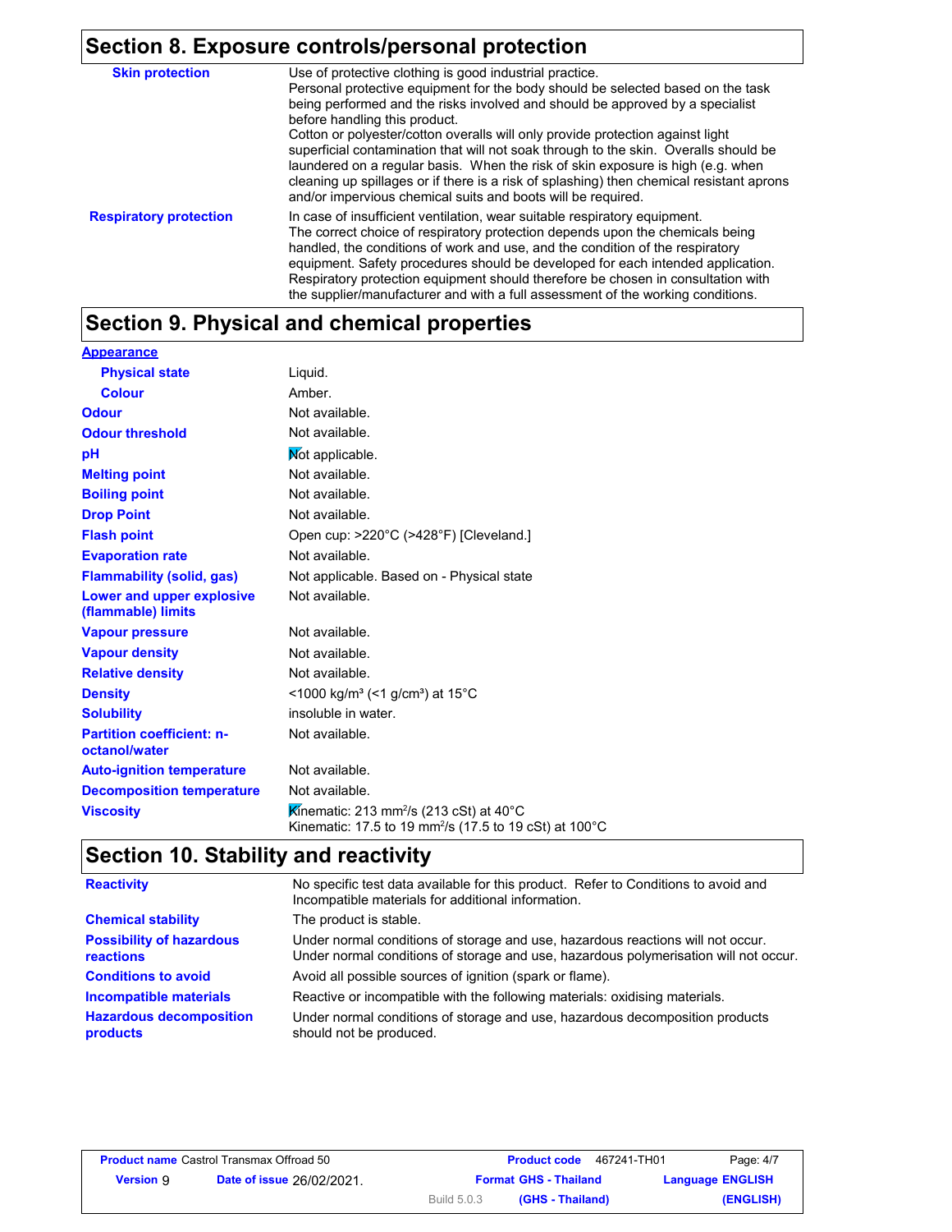## Section 8. Exposure controls/personal protection

| | |
|---|---|
| **Skin protection** | Use of protective clothing is good industrial practice. Personal protective equipment for the body should be selected based on the task being performed and the risks involved and should be approved by a specialist before handling this product. Cotton or polyester/cotton overalls will only provide protection against light superficial contamination that will not soak through to the skin. Overalls should be laundered on a regular basis. When the risk of skin exposure is high (e.g. when cleaning up spillages or if there is a risk of splashing) then chemical resistant aprons and/or impervious chemical suits and boots will be required. |
| **Respiratory protection** | In case of insufficient ventilation, wear suitable respiratory equipment. The correct choice of respiratory protection depends upon the chemicals being handled, the conditions of work and use, and the condition of the respiratory equipment. Safety procedures should be developed for each intended application. Respiratory protection equipment should therefore be chosen in consultation with the supplier/manufacturer and with a full assessment of the working conditions. |

## Section 9. Physical and chemical properties

| | |
|---|---|
| **Appearance** | |
| **Physical state** | Liquid. |
| **Colour** | Amber. |
| **Odour** | Not available. |
| **Odour threshold** | Not available. |
| **pH** | Not applicable. |
| **Melting point** | Not available. |
| **Boiling point** | Not available. |
| **Drop Point** | Not available. |
| **Flash point** | Open cup: >220°C (>428°F) [Cleveland.] |
| **Evaporation rate** | Not available. |
| **Flammability (solid, gas)** | Not applicable. Based on - Physical state |
| **Lower and upper explosive (flammable) limits** | Not available. |
| **Vapour pressure** | Not available. |
| **Vapour density** | Not available. |
| **Relative density** | Not available. |
| **Density** | <1000 kg/m³ (<1 g/cm³) at 15°C |
| **Solubility** | insoluble in water. |
| **Partition coefficient: n-octanol/water** | Not available. |
| **Auto-ignition temperature** | Not available. |
| **Decomposition temperature** | Not available. |
| **Viscosity** | Kinematic: 213 $mm^2/s$ (213 cSt) at 40°C<br>Kinematic: 17.5 to 19 $mm^2/s$ (17.5 to 19 cSt) at 100°C |

## Section 10. Stability and reactivity

| | |
|---|---|
| **Reactivity** | No specific test data available for this product. Refer to Conditions to avoid and Incompatible materials for additional information. |
| **Chemical stability** | The product is stable. |
| **Possibility of hazardous reactions** | Under normal conditions of storage and use, hazardous reactions will not occur. Under normal conditions of storage and use, hazardous polymerisation will not occur. |
| **Conditions to avoid** | Avoid all possible sources of ignition (spark or flame). |
| **Incompatible materials** | Reactive or incompatible with the following materials: oxidising materials. |
| **Hazardous decomposition products** | Under normal conditions of storage and use, hazardous decomposition products should not be produced. |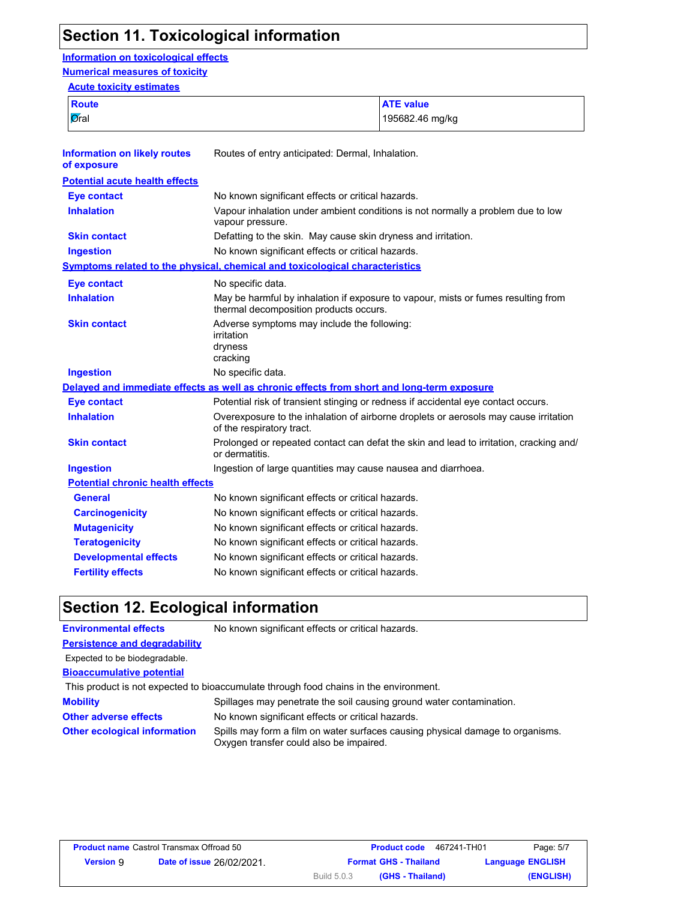# Section 11. Toxicological information

**Information on toxicological effects**

**Numerical measures of toxicity**

**Acute toxicity estimates**

| Route | ATE value |
|---|---|
| Oral | 195682.46 mg/kg |

**Information on likely routes of exposure**: Routes of entry anticipated: Dermal, Inhalation.

**Potential acute health effects**

| | |
|---|---|
| **Eye contact** | No known significant effects or critical hazards. |
| **Inhalation** | Vapour inhalation under ambient conditions is not normally a problem due to low vapour pressure. |
| **Skin contact** | Defatting to the skin. May cause skin dryness and irritation. |
| **Ingestion** | No known significant effects or critical hazards. |

**Symptoms related to the physical, chemical and toxicological characteristics**

| | |
|---|---|
| **Eye contact** | No specific data. |
| **Inhalation** | May be harmful by inhalation if exposure to vapour, mists or fumes resulting from thermal decomposition products occurs. |
| **Skin contact** | Adverse symptoms may include the following:<br>irritation<br>dryness<br>cracking |
| **Ingestion** | No specific data. |

**Delayed and immediate effects as well as chronic effects from short and long-term exposure**

| | |
|---|---|
| **Eye contact** | Potential risk of transient stinging or redness if accidental eye contact occurs. |
| **Inhalation** | Overexposure to the inhalation of airborne droplets or aerosols may cause irritation of the respiratory tract. |
| **Skin contact** | Prolonged or repeated contact can defat the skin and lead to irritation, cracking and/or dermatitis. |
| **Ingestion** | Ingestion of large quantities may cause nausea and diarrhoea. |

**Potential chronic health effects**

| | |
|---|---|
| **General** | No known significant effects or critical hazards. |
| **Carcinogenicity** | No known significant effects or critical hazards. |
| **Mutagenicity** | No known significant effects or critical hazards. |
| **Teratogenicity** | No known significant effects or critical hazards. |
| **Developmental effects** | No known significant effects or critical hazards. |
| **Fertility effects** | No known significant effects or critical hazards. |

# Section 12. Ecological information

**Environmental effects**: No known significant effects or critical hazards.

**Persistence and degradability**

Expected to be biodegradable.

**Bioaccumulative potential**

This product is not expected to bioaccumulate through food chains in the environment.

| | |
|---|---|
| **Mobility** | Spillages may penetrate the soil causing ground water contamination. |
| **Other adverse effects** | No known significant effects or critical hazards. |
| **Other ecological information** | Spills may form a film on water surfaces causing physical damage to organisms. Oxygen transfer could also be impaired. |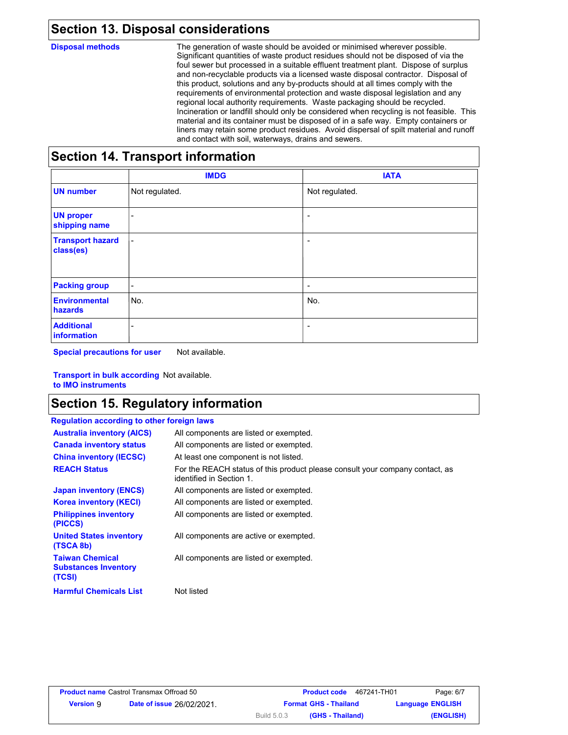## Section 13. Disposal considerations

**Disposal methods**

The generation of waste should be avoided or minimised wherever possible. Significant quantities of waste product residues should not be disposed of via the foul sewer but processed in a suitable effluent treatment plant. Dispose of surplus and non-recyclable products via a licensed waste disposal contractor. Disposal of this product, solutions and any by-products should at all times comply with the requirements of environmental protection and waste disposal legislation and any regional local authority requirements. Waste packaging should be recycled. Incineration or landfill should only be considered when recycling is not feasible. This material and its container must be disposed of in a safe way. Empty containers or liners may retain some product residues. Avoid dispersal of spilt material and runoff and contact with soil, waterways, drains and sewers.

## Section 14. Transport information

| | IMDG | IATA |
|---|---|---|
| **UN number** | Not regulated. | Not regulated. |
| **UN proper shipping name** | - | - |
| **Transport hazard class(es)** | - | - |
| **Packing group** | - | - |
| **Environmental hazards** | No. | No. |
| **Additional information** | - | - |

**Special precautions for user** Not available.

**Transport in bulk according to IMO instruments** Not available.

## Section 15. Regulatory information

**Regulation according to other foreign laws**

| | |
|---|---|
| **Australia inventory (AICS)** | All components are listed or exempted. |
| **Canada inventory status** | All components are listed or exempted. |
| **China inventory (IECSC)** | At least one component is not listed. |
| **REACH Status** | For the REACH status of this product please consult your company contact, as identified in Section 1. |
| **Japan inventory (ENCS)** | All components are listed or exempted. |
| **Korea inventory (KECI)** | All components are listed or exempted. |
| **Philippines inventory (PICCS)** | All components are listed or exempted. |
| **United States inventory (TSCA 8b)** | All components are active or exempted. |
| **Taiwan Chemical Substances Inventory (TCSI)** | All components are listed or exempted. |
| **Harmful Chemicals List** | Not listed |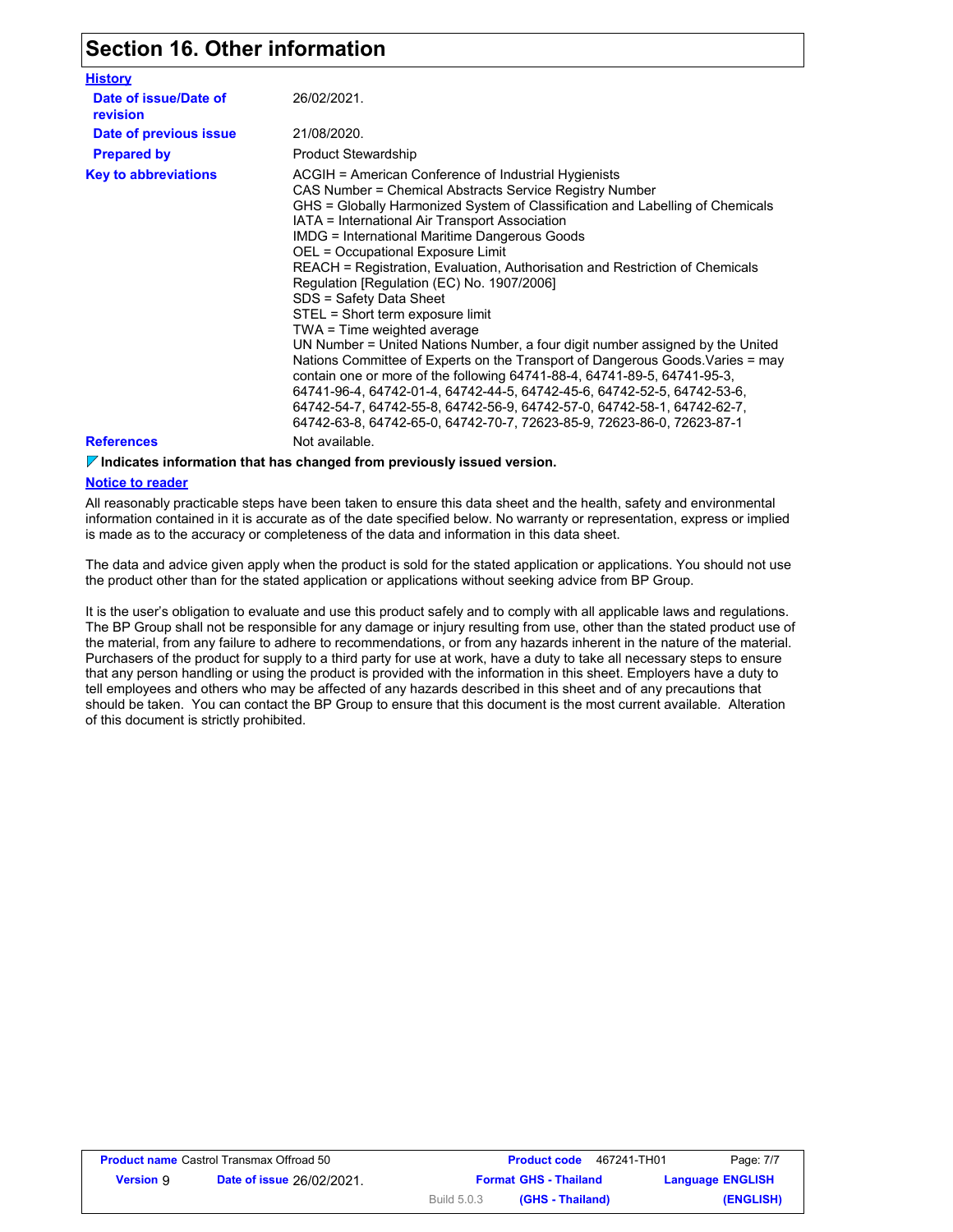## Section 16. Other information

**History**

| | |
|---|---|
| **Date of issue/Date of revision** | 26/02/2021. |
| **Date of previous issue** | 21/08/2020. |
| **Prepared by** | Product Stewardship |
| **Key to abbreviations** | ACGIH = American Conference of Industrial Hygienists<br>CAS Number = Chemical Abstracts Service Registry Number<br>GHS = Globally Harmonized System of Classification and Labelling of Chemicals<br>IATA = International Air Transport Association<br>IMDG = International Maritime Dangerous Goods<br>OEL = Occupational Exposure Limit<br>REACH = Registration, Evaluation, Authorisation and Restriction of Chemicals Regulation [Regulation (EC) No. 1907/2006]<br>SDS = Safety Data Sheet<br>STEL = Short term exposure limit<br>TWA = Time weighted average<br>UN Number = United Nations Number, a four digit number assigned by the United Nations Committee of Experts on the Transport of Dangerous Goods.Varies = may contain one or more of the following 64741-88-4, 64741-89-5, 64741-95-3, 64741-96-4, 64742-01-4, 64742-44-5, 64742-45-6, 64742-52-5, 64742-53-6, 64742-54-7, 64742-55-8, 64742-56-9, 64742-57-0, 64742-58-1, 64742-62-7, 64742-63-8, 64742-65-0, 64742-70-7, 72623-85-9, 72623-86-0, 72623-87-1 |
| **References** | Not available. |

**Indicates information that has changed from previously issued version.**

**Notice to reader**

All reasonably practicable steps have been taken to ensure this data sheet and the health, safety and environmental information contained in it is accurate as of the date specified below. No warranty or representation, express or implied is made as to the accuracy or completeness of the data and information in this data sheet.

The data and advice given apply when the product is sold for the stated application or applications. You should not use the product other than for the stated application or applications without seeking advice from BP Group.

It is the user's obligation to evaluate and use this product safely and to comply with all applicable laws and regulations. The BP Group shall not be responsible for any damage or injury resulting from use, other than the stated product use of the material, from any failure to adhere to recommendations, or from any hazards inherent in the nature of the material. Purchasers of the product for supply to a third party for use at work, have a duty to take all necessary steps to ensure that any person handling or using the product is provided with the information in this sheet. Employers have a duty to tell employees and others who may be affected of any hazards described in this sheet and of any precautions that should be taken. You can contact the BP Group to ensure that this document is the most current available. Alteration of this document is strictly prohibited.